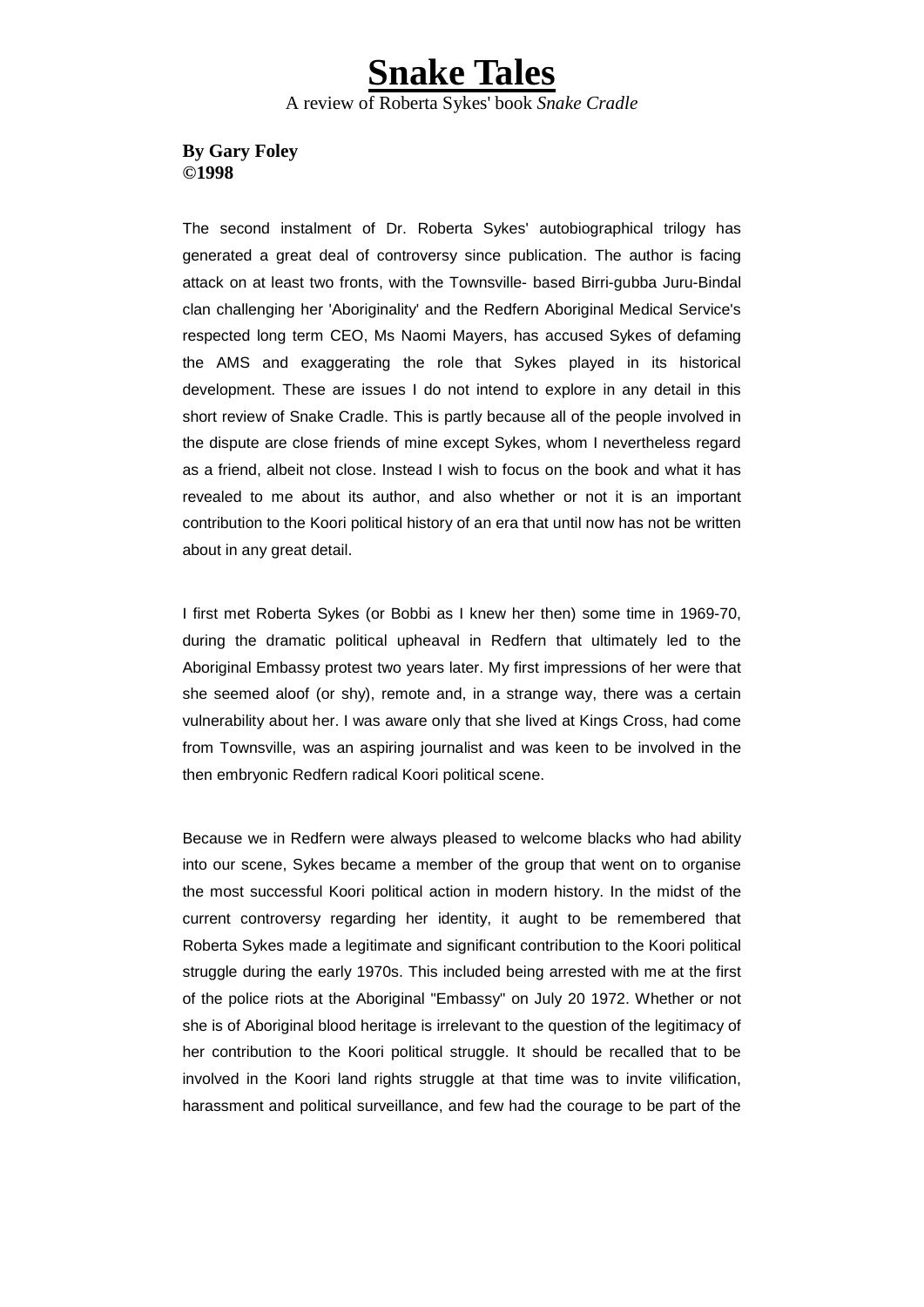# Snake Tales

A review of Roberta Sykes' book *Snake Cradle*

**By Gary Foley**
**©1998**

The second instalment of Dr. Roberta Sykes' autobiographical trilogy has generated a great deal of controversy since publication. The author is facing attack on at least two fronts, with the Townsville- based Birri-gubba Juru-Bindal clan challenging her 'Aboriginality' and the Redfern Aboriginal Medical Service's respected long term CEO, Ms Naomi Mayers, has accused Sykes of defaming the AMS and exaggerating the role that Sykes played in its historical development. These are issues I do not intend to explore in any detail in this short review of Snake Cradle. This is partly because all of the people involved in the dispute are close friends of mine except Sykes, whom I nevertheless regard as a friend, albeit not close. Instead I wish to focus on the book and what it has revealed to me about its author, and also whether or not it is an important contribution to the Koori political history of an era that until now has not be written about in any great detail.

I first met Roberta Sykes (or Bobbi as I knew her then) some time in 1969-70, during the dramatic political upheaval in Redfern that ultimately led to the Aboriginal Embassy protest two years later. My first impressions of her were that she seemed aloof (or shy), remote and, in a strange way, there was a certain vulnerability about her. I was aware only that she lived at Kings Cross, had come from Townsville, was an aspiring journalist and was keen to be involved in the then embryonic Redfern radical Koori political scene.

Because we in Redfern were always pleased to welcome blacks who had ability into our scene, Sykes became a member of the group that went on to organise the most successful Koori political action in modern history. In the midst of the current controversy regarding her identity, it aught to be remembered that Roberta Sykes made a legitimate and significant contribution to the Koori political struggle during the early 1970s. This included being arrested with me at the first of the police riots at the Aboriginal "Embassy" on July 20 1972. Whether or not she is of Aboriginal blood heritage is irrelevant to the question of the legitimacy of her contribution to the Koori political struggle. It should be recalled that to be involved in the Koori land rights struggle at that time was to invite vilification, harassment and political surveillance, and few had the courage to be part of the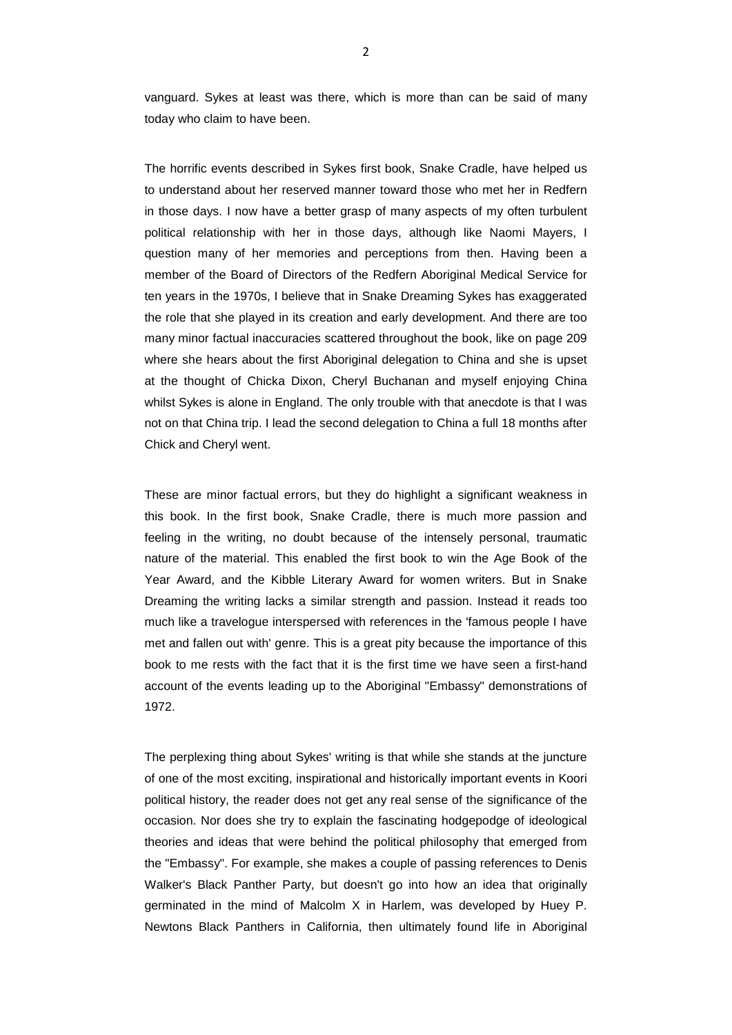vanguard. Sykes at least was there, which is more than can be said of many today who claim to have been.

The horrific events described in Sykes first book, Snake Cradle, have helped us to understand about her reserved manner toward those who met her in Redfern in those days. I now have a better grasp of many aspects of my often turbulent political relationship with her in those days, although like Naomi Mayers, I question many of her memories and perceptions from then. Having been a member of the Board of Directors of the Redfern Aboriginal Medical Service for ten years in the 1970s, I believe that in Snake Dreaming Sykes has exaggerated the role that she played in its creation and early development. And there are too many minor factual inaccuracies scattered throughout the book, like on page 209 where she hears about the first Aboriginal delegation to China and she is upset at the thought of Chicka Dixon, Cheryl Buchanan and myself enjoying China whilst Sykes is alone in England. The only trouble with that anecdote is that I was not on that China trip. I lead the second delegation to China a full 18 months after Chick and Cheryl went.

These are minor factual errors, but they do highlight a significant weakness in this book. In the first book, Snake Cradle, there is much more passion and feeling in the writing, no doubt because of the intensely personal, traumatic nature of the material. This enabled the first book to win the Age Book of the Year Award, and the Kibble Literary Award for women writers. But in Snake Dreaming the writing lacks a similar strength and passion. Instead it reads too much like a travelogue interspersed with references in the 'famous people I have met and fallen out with' genre. This is a great pity because the importance of this book to me rests with the fact that it is the first time we have seen a first-hand account of the events leading up to the Aboriginal "Embassy" demonstrations of 1972.

The perplexing thing about Sykes' writing is that while she stands at the juncture of one of the most exciting, inspirational and historically important events in Koori political history, the reader does not get any real sense of the significance of the occasion. Nor does she try to explain the fascinating hodgepodge of ideological theories and ideas that were behind the political philosophy that emerged from the "Embassy". For example, she makes a couple of passing references to Denis Walker's Black Panther Party, but doesn't go into how an idea that originally germinated in the mind of Malcolm X in Harlem, was developed by Huey P. Newtons Black Panthers in California, then ultimately found life in Aboriginal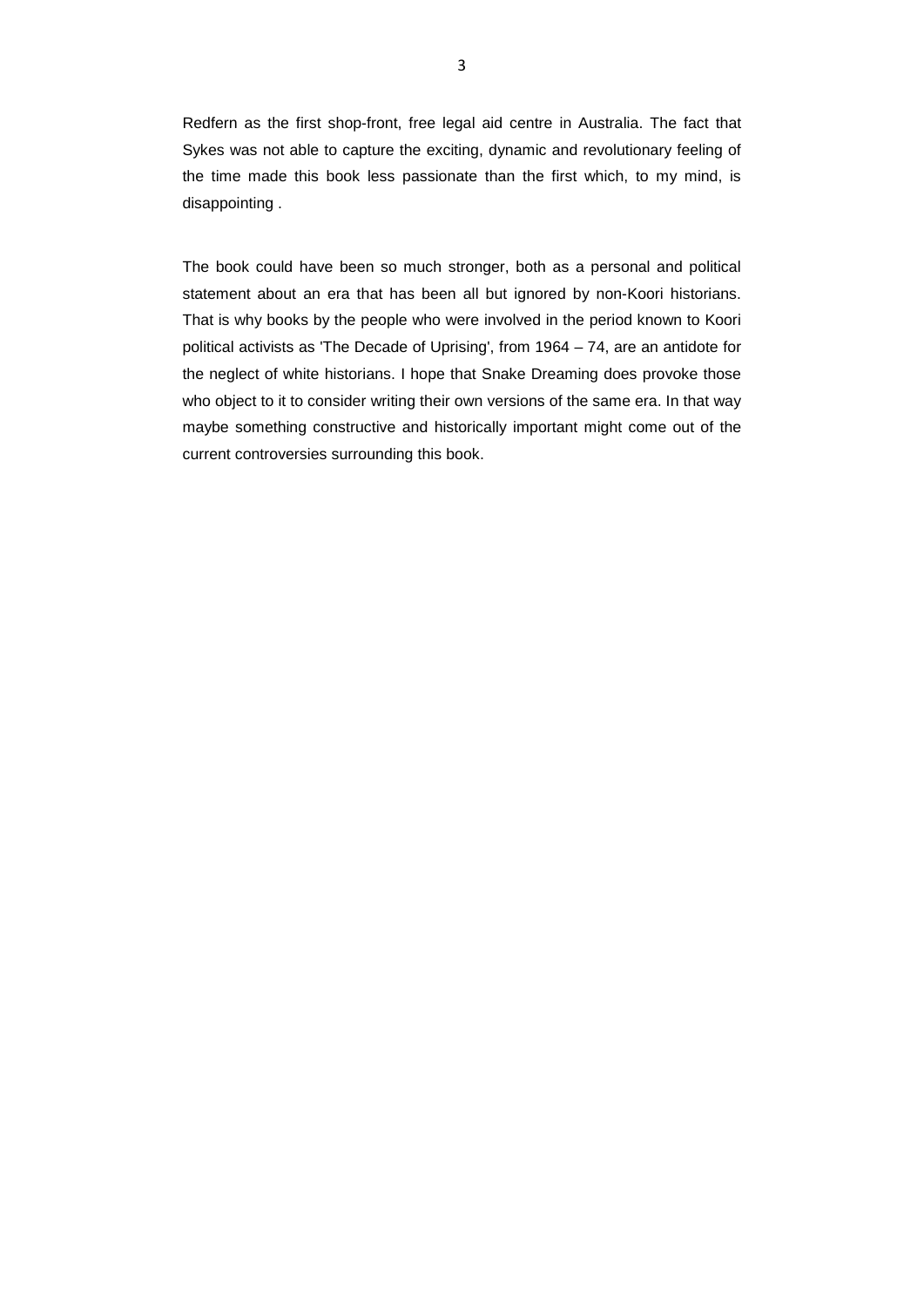Redfern as the first shop-front, free legal aid centre in Australia. The fact that Sykes was not able to capture the exciting, dynamic and revolutionary feeling of the time made this book less passionate than the first which, to my mind, is disappointing .

The book could have been so much stronger, both as a personal and political statement about an era that has been all but ignored by non-Koori historians. That is why books by the people who were involved in the period known to Koori political activists as 'The Decade of Uprising', from 1964 – 74, are an antidote for the neglect of white historians. I hope that Snake Dreaming does provoke those who object to it to consider writing their own versions of the same era. In that way maybe something constructive and historically important might come out of the current controversies surrounding this book.